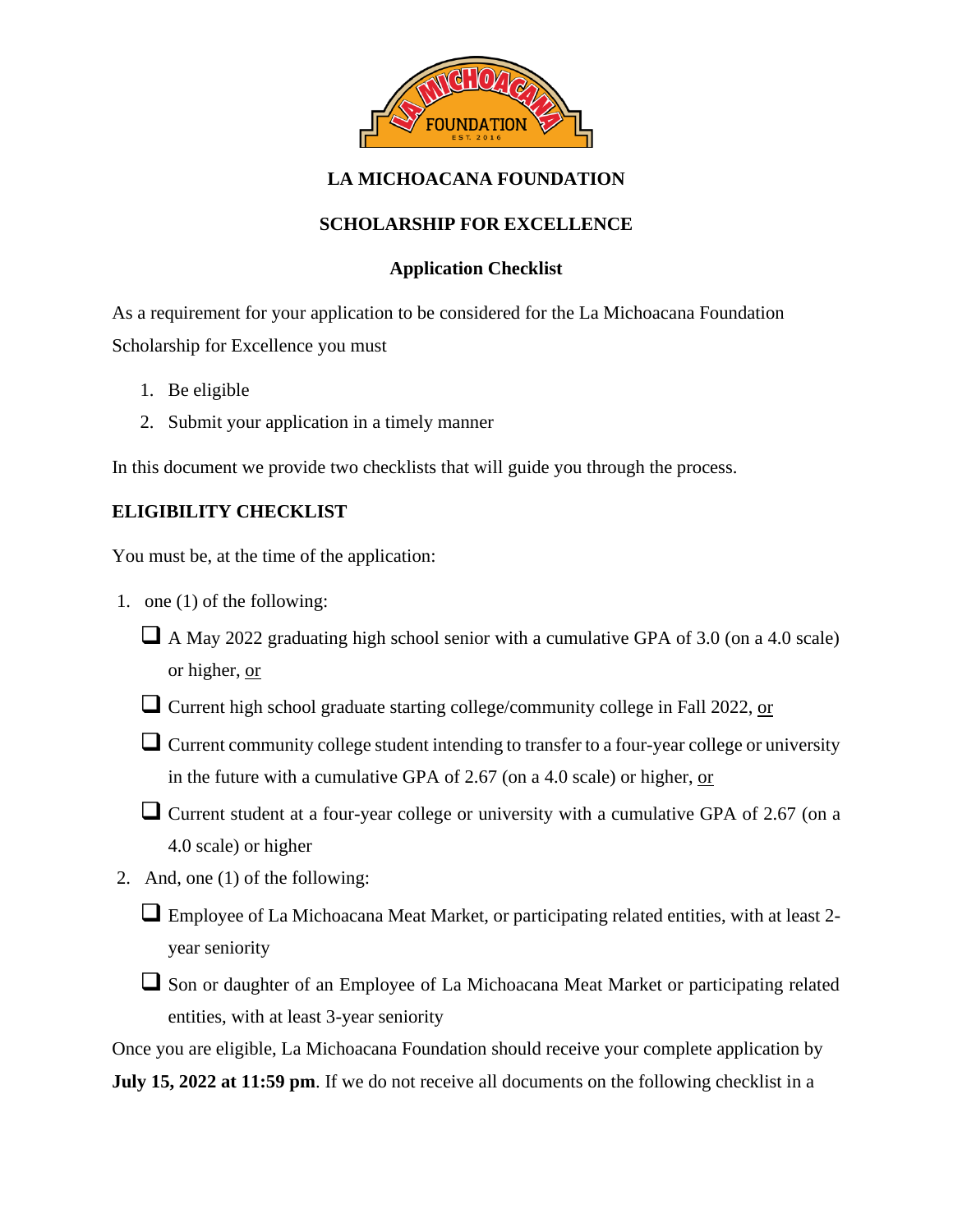# LA MICHOACANA FOUNDATION

## SCHOLARSHIP FOR EXCELLENCE

### Application Checklist

As a requirement for your application to be considered for the La Michoacana Foundation Scholarship for Excellence you must

1. Be eligible
2. Submit your application in a timely manner

In this document we provide two checklists that will guide you through the process.

## ELIGIBILITY CHECKLIST

You must be, at the time of the application:

1. one (1) of the following:
   - ❑ A May 2022 graduating high school senior with a cumulative GPA of 3.0 (on a 4.0 scale) or higher, or
   - ❑ Current high school graduate starting college/community college in Fall 2022, or
   - ❑ Current community college student intending to transfer to a four-year college or university in the future with a cumulative GPA of 2.67 (on a 4.0 scale) or higher, or
   - ❑ Current student at a four-year college or university with a cumulative GPA of 2.67 (on a 4.0 scale) or higher
2. And, one (1) of the following:
   - ❑ Employee of La Michoacana Meat Market, or participating related entities, with at least 2-year seniority
   - ❑ Son or daughter of an Employee of La Michoacana Meat Market or participating related entities, with at least 3-year seniority

Once you are eligible, La Michoacana Foundation should receive your complete application by **July 15, 2022 at 11:59 pm**. If we do not receive all documents on the following checklist in a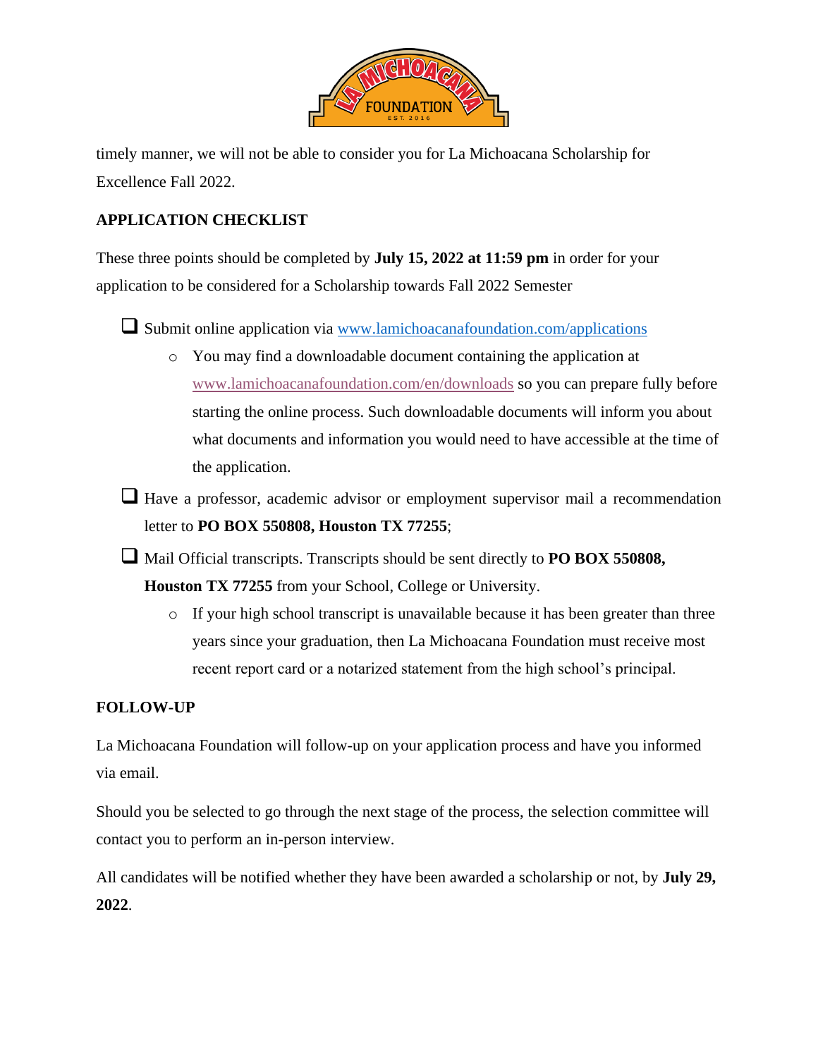timely manner, we will not be able to consider you for La Michoacana Scholarship for Excellence Fall 2022.

## APPLICATION CHECKLIST

These three points should be completed by **July 15, 2022 at 11:59 pm** in order for your application to be considered for a Scholarship towards Fall 2022 Semester

- ☐ Submit online application via www.lamichoacanafoundation.com/applications
  - You may find a downloadable document containing the application at www.lamichoacanafoundation.com/en/downloads so you can prepare fully before starting the online process. Such downloadable documents will inform you about what documents and information you would need to have accessible at the time of the application.
- ☐ Have a professor, academic advisor or employment supervisor mail a recommendation letter to **PO BOX 550808, Houston TX 77255**;
- ☐ Mail Official transcripts. Transcripts should be sent directly to **PO BOX 550808, Houston TX 77255** from your School, College or University.
  - If your high school transcript is unavailable because it has been greater than three years since your graduation, then La Michoacana Foundation must receive most recent report card or a notarized statement from the high school's principal.

## FOLLOW-UP

La Michoacana Foundation will follow-up on your application process and have you informed via email.

Should you be selected to go through the next stage of the process, the selection committee will contact you to perform an in-person interview.

All candidates will be notified whether they have been awarded a scholarship or not, by **July 29, 2022**.